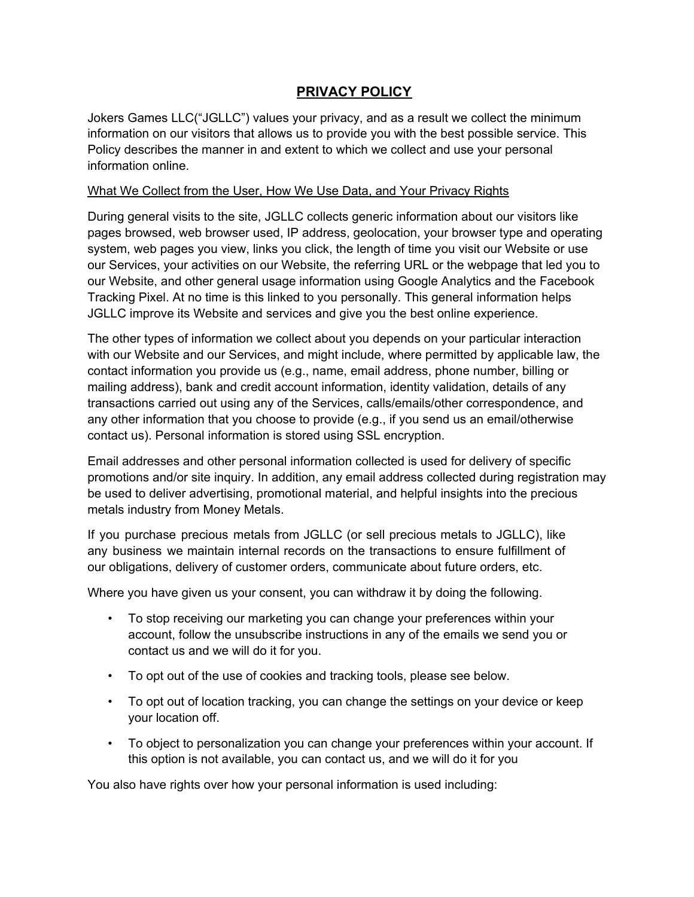# PRIVACY POLICY

Jokers Games LLC("JGLLC") values your privacy, and as a result we collect the minimum information on our visitors that allows us to provide you with the best possible service. This Policy describes the manner in and extent to which we collect and use your personal information online.

## What We Collect from the User, How We Use Data, and Your Privacy Rights

During general visits to the site, JGLLC collects generic information about our visitors like pages browsed, web browser used, IP address, geolocation, your browser type and operating system, web pages you view, links you click, the length of time you visit our Website or use our Services, your activities on our Website, the referring URL or the webpage that led you to our Website, and other general usage information using Google Analytics and the Facebook Tracking Pixel. At no time is this linked to you personally. This general information helps JGLLC improve its Website and services and give you the best online experience.

The other types of information we collect about you depends on your particular interaction with our Website and our Services, and might include, where permitted by applicable law, the contact information you provide us (e.g., name, email address, phone number, billing or mailing address), bank and credit account information, identity validation, details of any transactions carried out using any of the Services, calls/emails/other correspondence, and any other information that you choose to provide (e.g., if you send us an email/otherwise contact us). Personal information is stored using SSL encryption.

Email addresses and other personal information collected is used for delivery of specific promotions and/or site inquiry. In addition, any email address collected during registration may be used to deliver advertising, promotional material, and helpful insights into the precious metals industry from Money Metals.

If you purchase precious metals from JGLLC (or sell precious metals to JGLLC), like any business we maintain internal records on the transactions to ensure fulfillment of our obligations, delivery of customer orders, communicate about future orders, etc.

Where you have given us your consent, you can withdraw it by doing the following.

- To stop receiving our marketing you can change your preferences within your account, follow the unsubscribe instructions in any of the emails we send you or contact us and we will do it for you.
- To opt out of the use of cookies and tracking tools, please see below.
- To opt out of location tracking, you can change the settings on your device or keep your location off.
- To object to personalization you can change your preferences within your account. If this option is not available, you can contact us, and we will do it for you

You also have rights over how your personal information is used including: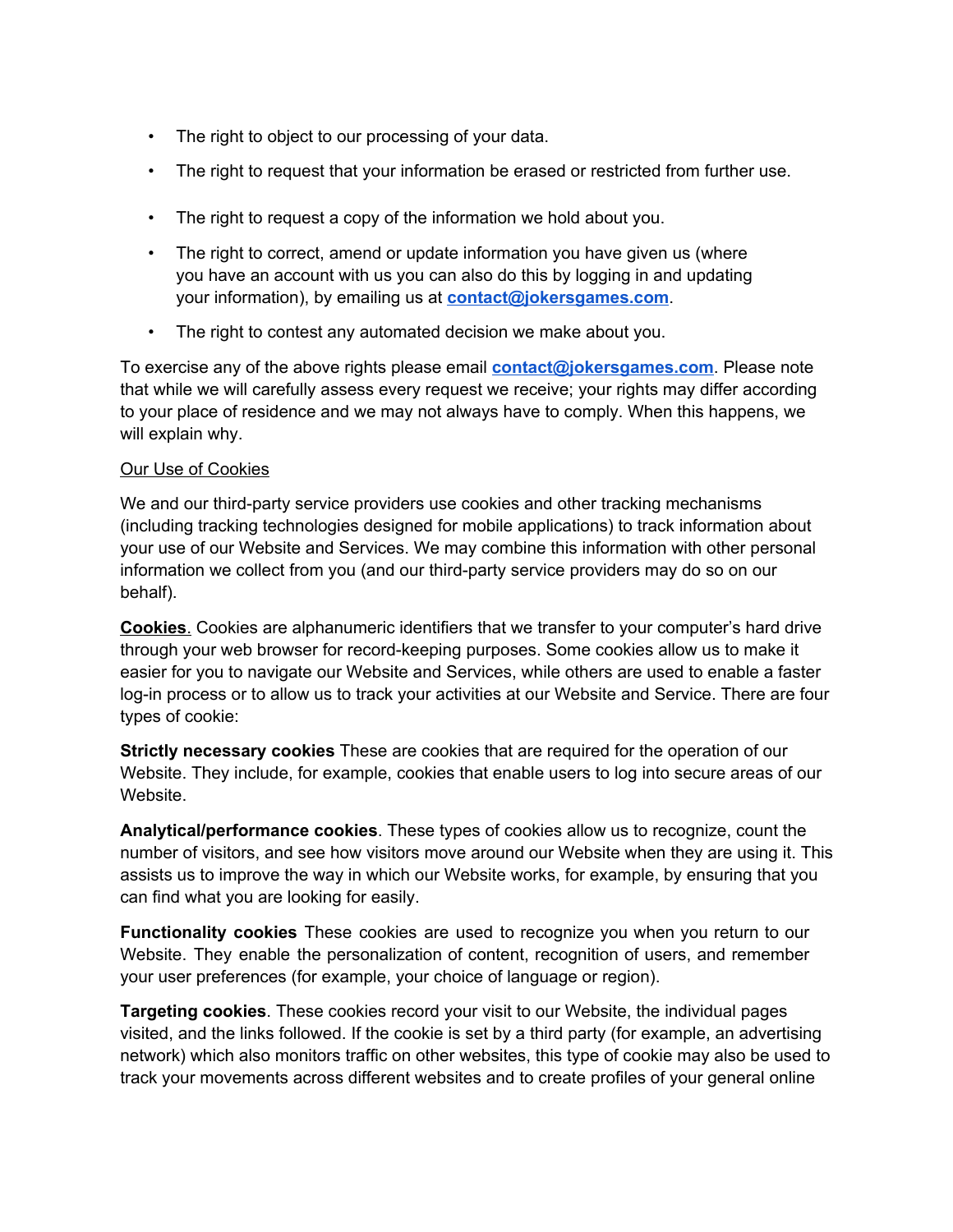- The right to object to our processing of your data.
- The right to request that your information be erased or restricted from further use.
- The right to request a copy of the information we hold about you.
- The right to correct, amend or update information you have given us (where you have an account with us you can also do this by logging in and updating your information), by emailing us at **contact@jokersgames.com**.
- The right to contest any automated decision we make about you.

To exercise any of the above rights please email **contact@jokersgames.com**. Please note that while we will carefully assess every request we receive; your rights may differ according to your place of residence and we may not always have to comply. When this happens, we will explain why.

Our Use of Cookies

We and our third-party service providers use cookies and other tracking mechanisms (including tracking technologies designed for mobile applications) to track information about your use of our Website and Services. We may combine this information with other personal information we collect from you (and our third-party service providers may do so on our behalf).

**Cookies**. Cookies are alphanumeric identifiers that we transfer to your computer's hard drive through your web browser for record-keeping purposes. Some cookies allow us to make it easier for you to navigate our Website and Services, while others are used to enable a faster log-in process or to allow us to track your activities at our Website and Service. There are four types of cookie:

**Strictly necessary cookies** These are cookies that are required for the operation of our Website. They include, for example, cookies that enable users to log into secure areas of our Website.

**Analytical/performance cookies**. These types of cookies allow us to recognize, count the number of visitors, and see how visitors move around our Website when they are using it. This assists us to improve the way in which our Website works, for example, by ensuring that you can find what you are looking for easily.

**Functionality cookies** These cookies are used to recognize you when you return to our Website. They enable the personalization of content, recognition of users, and remember your user preferences (for example, your choice of language or region).

**Targeting cookies**. These cookies record your visit to our Website, the individual pages visited, and the links followed. If the cookie is set by a third party (for example, an advertising network) which also monitors traffic on other websites, this type of cookie may also be used to track your movements across different websites and to create profiles of your general online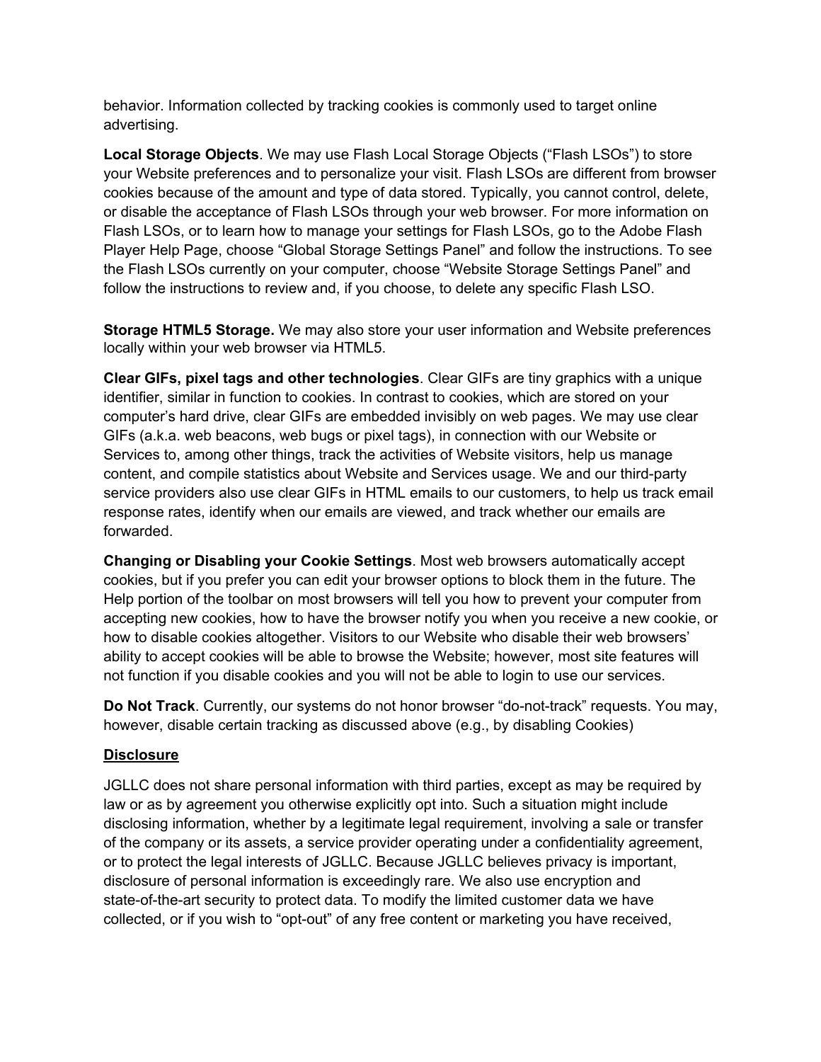behavior. Information collected by tracking cookies is commonly used to target online advertising.

**Local Storage Objects**. We may use Flash Local Storage Objects (“Flash LSOs”) to store your Website preferences and to personalize your visit. Flash LSOs are different from browser cookies because of the amount and type of data stored. Typically, you cannot control, delete, or disable the acceptance of Flash LSOs through your web browser. For more information on Flash LSOs, or to learn how to manage your settings for Flash LSOs, go to the Adobe Flash Player Help Page, choose “Global Storage Settings Panel” and follow the instructions. To see the Flash LSOs currently on your computer, choose “Website Storage Settings Panel” and follow the instructions to review and, if you choose, to delete any specific Flash LSO.

**Storage HTML5 Storage.** We may also store your user information and Website preferences locally within your web browser via HTML5.

**Clear GIFs, pixel tags and other technologies**. Clear GIFs are tiny graphics with a unique identifier, similar in function to cookies. In contrast to cookies, which are stored on your computer’s hard drive, clear GIFs are embedded invisibly on web pages. We may use clear GIFs (a.k.a. web beacons, web bugs or pixel tags), in connection with our Website or Services to, among other things, track the activities of Website visitors, help us manage content, and compile statistics about Website and Services usage. We and our third-party service providers also use clear GIFs in HTML emails to our customers, to help us track email response rates, identify when our emails are viewed, and track whether our emails are forwarded.

**Changing or Disabling your Cookie Settings**. Most web browsers automatically accept cookies, but if you prefer you can edit your browser options to block them in the future. The Help portion of the toolbar on most browsers will tell you how to prevent your computer from accepting new cookies, how to have the browser notify you when you receive a new cookie, or how to disable cookies altogether. Visitors to our Website who disable their web browsers’ ability to accept cookies will be able to browse the Website; however, most site features will not function if you disable cookies and you will not be able to login to use our services.

**Do Not Track**. Currently, our systems do not honor browser “do-not-track” requests. You may, however, disable certain tracking as discussed above (e.g., by disabling Cookies)

## Disclosure

JGLLC does not share personal information with third parties, except as may be required by law or as by agreement you otherwise explicitly opt into. Such a situation might include disclosing information, whether by a legitimate legal requirement, involving a sale or transfer of the company or its assets, a service provider operating under a confidentiality agreement, or to protect the legal interests of JGLLC. Because JGLLC believes privacy is important, disclosure of personal information is exceedingly rare. We also use encryption and state-of-the-art security to protect data. To modify the limited customer data we have collected, or if you wish to “opt-out” of any free content or marketing you have received,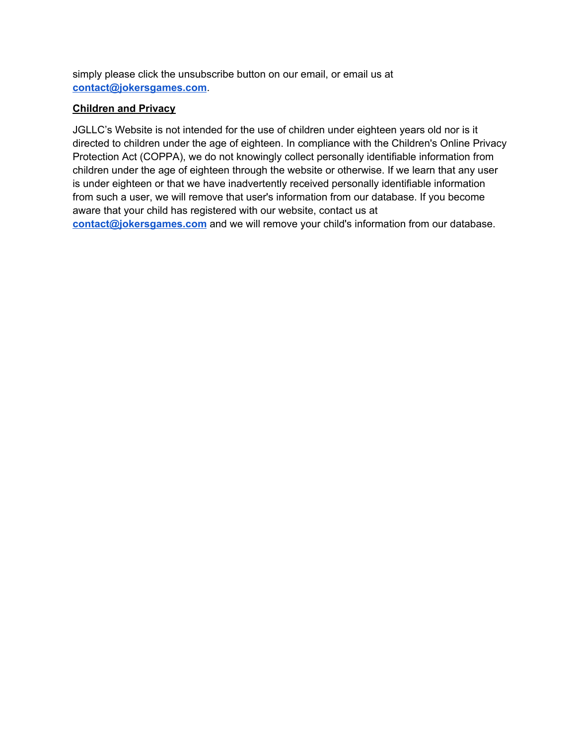simply please click the unsubscribe button on our email, or email us at **contact@jokersgames.com**.

**Children and Privacy**

JGLLC's Website is not intended for the use of children under eighteen years old nor is it directed to children under the age of eighteen. In compliance with the Children's Online Privacy Protection Act (COPPA), we do not knowingly collect personally identifiable information from children under the age of eighteen through the website or otherwise. If we learn that any user is under eighteen or that we have inadvertently received personally identifiable information from such a user, we will remove that user's information from our database. If you become aware that your child has registered with our website, contact us at **contact@jokersgames.com** and we will remove your child's information from our database.